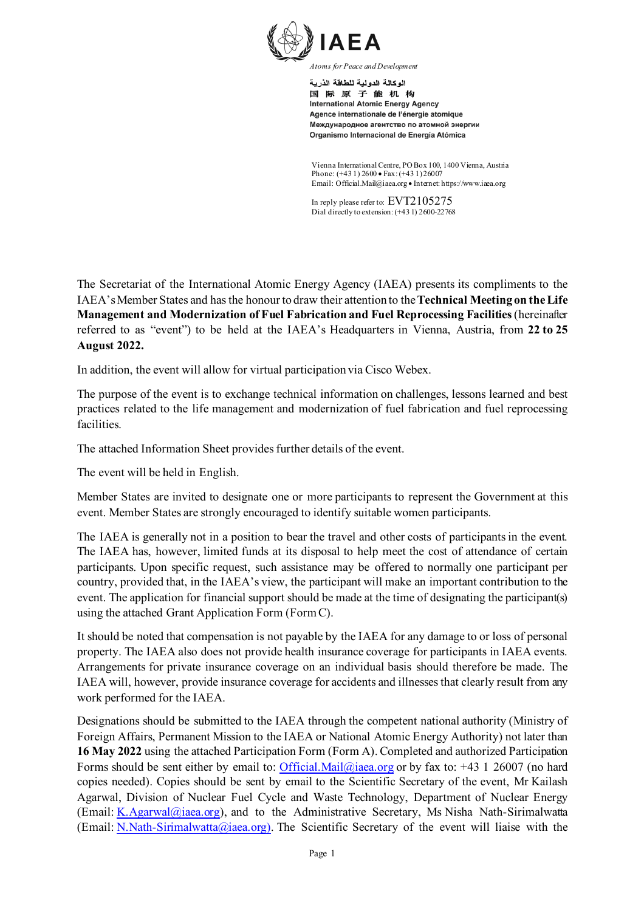IAEA

*Atoms for Peace and Development*

الوكالة الدولية للطاقة الذرية
国 际 原 子 能 机 构
International Atomic Energy Agency
Agence internationale de l'énergie atomique
Международное агентство по атомной энергии
Organismo Internacional de Energía Atómica

Vienna International Centre, PO Box 100, 1400 Vienna, Austria
Phone: (+43 1) 2600 • Fax: (+43 1) 26007
Email: Official.Mail@iaea.org • Internet: https://www.iaea.org

In reply please refer to: EVT2105275
Dial directly to extension: (+43 1) 2600-22768

The Secretariat of the International Atomic Energy Agency (IAEA) presents its compliments to the IAEA's Member States and has the honour to draw their attention to the **Technical Meeting on the Life Management and Modernization of Fuel Fabrication and Fuel Reprocessing Facilities** (hereinafter referred to as "event") to be held at the IAEA's Headquarters in Vienna, Austria, from **22 to 25 August 2022.**

In addition, the event will allow for virtual participation via Cisco Webex.

The purpose of the event is to exchange technical information on challenges, lessons learned and best practices related to the life management and modernization of fuel fabrication and fuel reprocessing facilities.

The attached Information Sheet provides further details of the event.

The event will be held in English.

Member States are invited to designate one or more participants to represent the Government at this event. Member States are strongly encouraged to identify suitable women participants.

The IAEA is generally not in a position to bear the travel and other costs of participants in the event. The IAEA has, however, limited funds at its disposal to help meet the cost of attendance of certain participants. Upon specific request, such assistance may be offered to normally one participant per country, provided that, in the IAEA's view, the participant will make an important contribution to the event. The application for financial support should be made at the time of designating the participant(s) using the attached Grant Application Form (Form C).

It should be noted that compensation is not payable by the IAEA for any damage to or loss of personal property. The IAEA also does not provide health insurance coverage for participants in IAEA events. Arrangements for private insurance coverage on an individual basis should therefore be made. The IAEA will, however, provide insurance coverage for accidents and illnesses that clearly result from any work performed for the IAEA.

Designations should be submitted to the IAEA through the competent national authority (Ministry of Foreign Affairs, Permanent Mission to the IAEA or National Atomic Energy Authority) not later than **16 May 2022** using the attached Participation Form (Form A). Completed and authorized Participation Forms should be sent either by email to: Official.Mail@iaea.org or by fax to: +43 1 26007 (no hard copies needed). Copies should be sent by email to the Scientific Secretary of the event, Mr Kailash Agarwal, Division of Nuclear Fuel Cycle and Waste Technology, Department of Nuclear Energy (Email: K.Agarwal@iaea.org), and to the Administrative Secretary, Ms Nisha Nath-Sirimalwatta (Email: N.Nath-Sirimalwatta@iaea.org). The Scientific Secretary of the event will liaise with the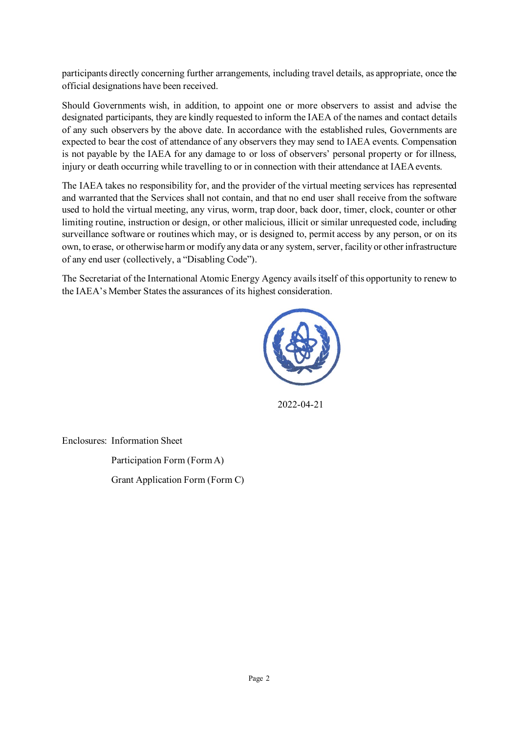participants directly concerning further arrangements, including travel details, as appropriate, once the official designations have been received.

Should Governments wish, in addition, to appoint one or more observers to assist and advise the designated participants, they are kindly requested to inform the IAEA of the names and contact details of any such observers by the above date. In accordance with the established rules, Governments are expected to bear the cost of attendance of any observers they may send to IAEA events. Compensation is not payable by the IAEA for any damage to or loss of observers' personal property or for illness, injury or death occurring while travelling to or in connection with their attendance at IAEA events.

The IAEA takes no responsibility for, and the provider of the virtual meeting services has represented and warranted that the Services shall not contain, and that no end user shall receive from the software used to hold the virtual meeting, any virus, worm, trap door, back door, timer, clock, counter or other limiting routine, instruction or design, or other malicious, illicit or similar unrequested code, including surveillance software or routines which may, or is designed to, permit access by any person, or on its own, to erase, or otherwise harm or modify any data or any system, server, facility or other infrastructure of any end user (collectively, a "Disabling Code").

The Secretariat of the International Atomic Energy Agency avails itself of this opportunity to renew to the IAEA's Member States the assurances of its highest consideration.

2022-04-21

Enclosures: Information Sheet

Participation Form (Form A)

Grant Application Form (Form C)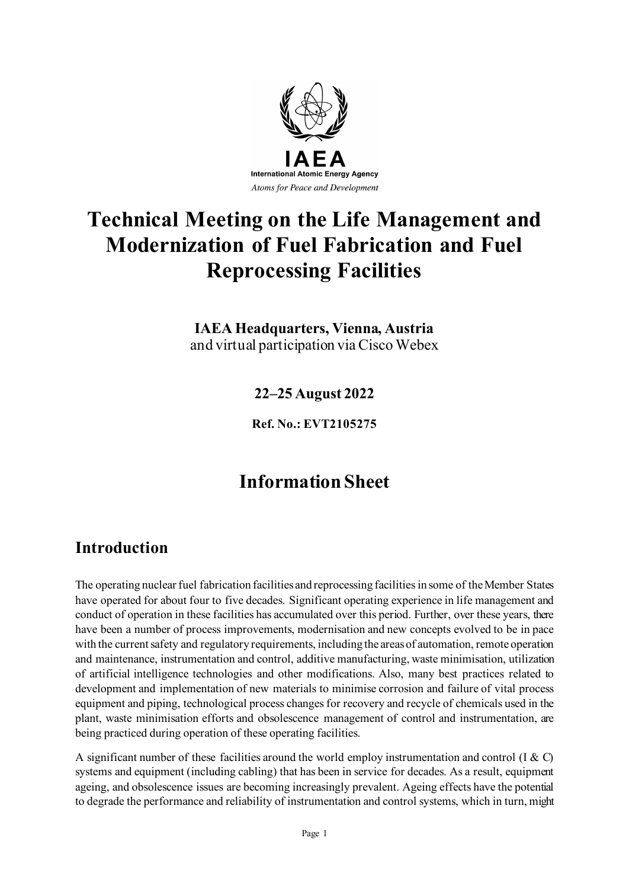IAEA

International Atomic Energy Agency

*Atoms for Peace and Development*

# Technical Meeting on the Life Management and Modernization of Fuel Fabrication and Fuel Reprocessing Facilities

**IAEA Headquarters, Vienna, Austria**
and virtual participation via Cisco Webex

**22–25 August 2022**

**Ref. No.: EVT2105275**

## Information Sheet

## Introduction

The operating nuclear fuel fabrication facilities and reprocessing facilities in some of the Member States have operated for about four to five decades. Significant operating experience in life management and conduct of operation in these facilities has accumulated over this period. Further, over these years, there have been a number of process improvements, modernisation and new concepts evolved to be in pace with the current safety and regulatory requirements, including the areas of automation, remote operation and maintenance, instrumentation and control, additive manufacturing, waste minimisation, utilization of artificial intelligence technologies and other modifications. Also, many best practices related to development and implementation of new materials to minimise corrosion and failure of vital process equipment and piping, technological process changes for recovery and recycle of chemicals used in the plant, waste minimisation efforts and obsolescence management of control and instrumentation, are being practiced during operation of these operating facilities.

A significant number of these facilities around the world employ instrumentation and control (I & C) systems and equipment (including cabling) that has been in service for decades. As a result, equipment ageing, and obsolescence issues are becoming increasingly prevalent. Ageing effects have the potential to degrade the performance and reliability of instrumentation and control systems, which in turn, might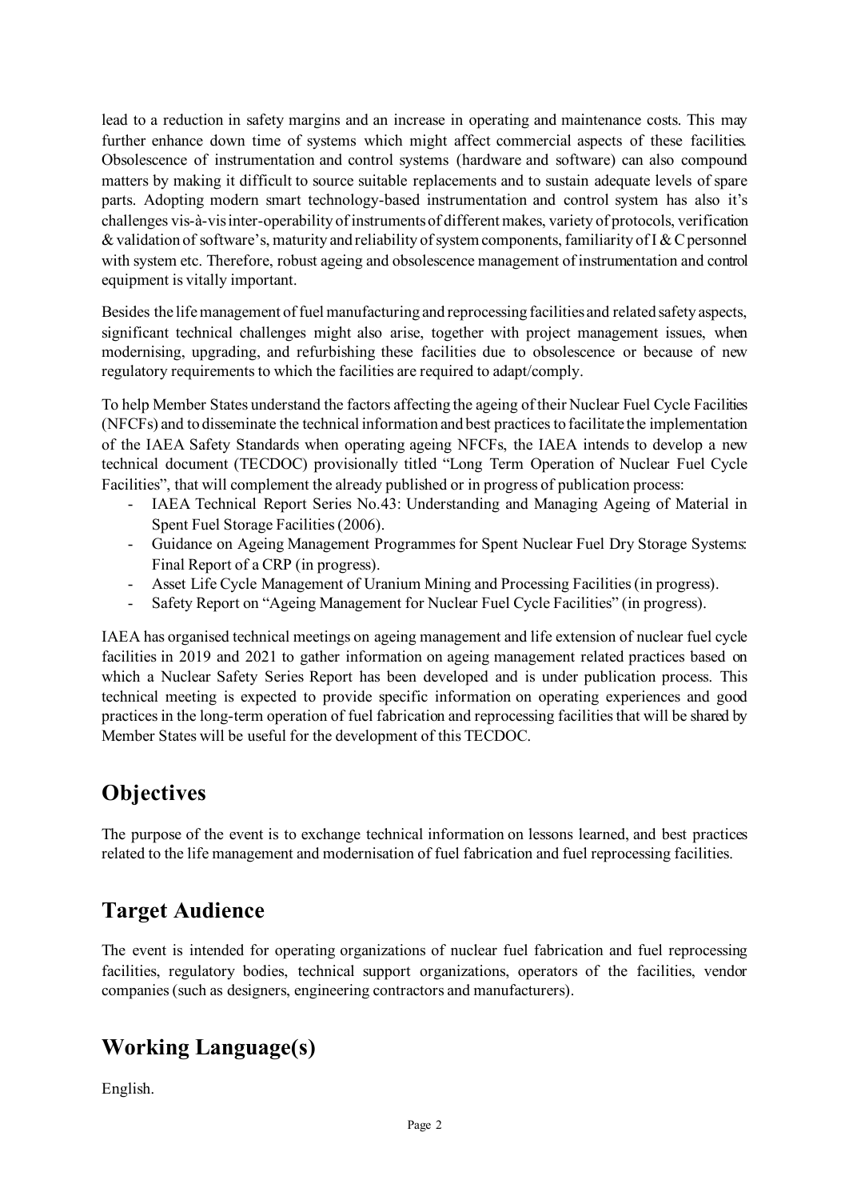lead to a reduction in safety margins and an increase in operating and maintenance costs. This may further enhance down time of systems which might affect commercial aspects of these facilities. Obsolescence of instrumentation and control systems (hardware and software) can also compound matters by making it difficult to source suitable replacements and to sustain adequate levels of spare parts. Adopting modern smart technology-based instrumentation and control system has also it's challenges vis-à-vis inter-operability of instruments of different makes, variety of protocols, verification & validation of software's, maturity and reliability of system components, familiarity of I & C personnel with system etc. Therefore, robust ageing and obsolescence management of instrumentation and control equipment is vitally important.

Besides the life management of fuel manufacturing and reprocessing facilities and related safety aspects, significant technical challenges might also arise, together with project management issues, when modernising, upgrading, and refurbishing these facilities due to obsolescence or because of new regulatory requirements to which the facilities are required to adapt/comply.

To help Member States understand the factors affecting the ageing of their Nuclear Fuel Cycle Facilities (NFCFs) and to disseminate the technical information and best practices to facilitate the implementation of the IAEA Safety Standards when operating ageing NFCFs, the IAEA intends to develop a new technical document (TECDOC) provisionally titled "Long Term Operation of Nuclear Fuel Cycle Facilities", that will complement the already published or in progress of publication process:

- IAEA Technical Report Series No.43: Understanding and Managing Ageing of Material in Spent Fuel Storage Facilities (2006).
- Guidance on Ageing Management Programmes for Spent Nuclear Fuel Dry Storage Systems: Final Report of a CRP (in progress).
- Asset Life Cycle Management of Uranium Mining and Processing Facilities (in progress).
- Safety Report on "Ageing Management for Nuclear Fuel Cycle Facilities" (in progress).

IAEA has organised technical meetings on ageing management and life extension of nuclear fuel cycle facilities in 2019 and 2021 to gather information on ageing management related practices based on which a Nuclear Safety Series Report has been developed and is under publication process. This technical meeting is expected to provide specific information on operating experiences and good practices in the long-term operation of fuel fabrication and reprocessing facilities that will be shared by Member States will be useful for the development of this TECDOC.

## Objectives

The purpose of the event is to exchange technical information on lessons learned, and best practices related to the life management and modernisation of fuel fabrication and fuel reprocessing facilities.

## Target Audience

The event is intended for operating organizations of nuclear fuel fabrication and fuel reprocessing facilities, regulatory bodies, technical support organizations, operators of the facilities, vendor companies (such as designers, engineering contractors and manufacturers).

## Working Language(s)

English.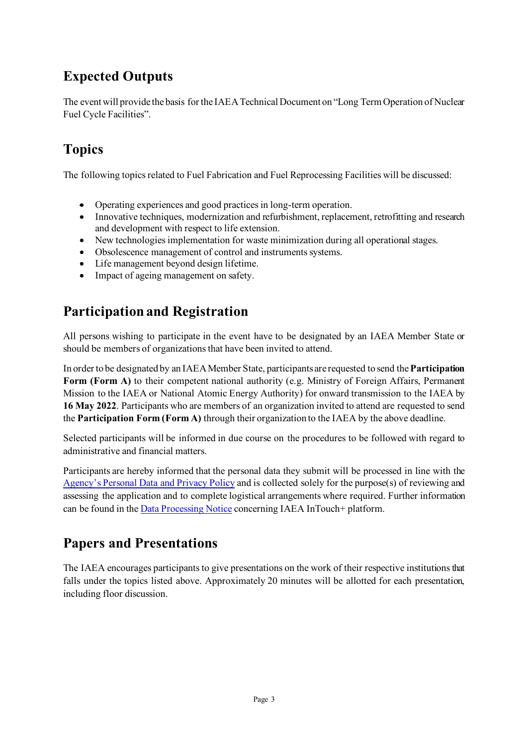## Expected Outputs

The event will provide the basis for the IAEA Technical Document on "Long Term Operation of Nuclear Fuel Cycle Facilities".

## Topics

The following topics related to Fuel Fabrication and Fuel Reprocessing Facilities will be discussed:

- Operating experiences and good practices in long-term operation.
- Innovative techniques, modernization and refurbishment, replacement, retrofitting and research and development with respect to life extension.
- New technologies implementation for waste minimization during all operational stages.
- Obsolescence management of control and instruments systems.
- Life management beyond design lifetime.
- Impact of ageing management on safety.

## Participation and Registration

All persons wishing to participate in the event have to be designated by an IAEA Member State or should be members of organizations that have been invited to attend.

In order to be designated by an IAEA Member State, participants are requested to send the **Participation Form (Form A)** to their competent national authority (e.g. Ministry of Foreign Affairs, Permanent Mission to the IAEA or National Atomic Energy Authority) for onward transmission to the IAEA by **16 May 2022**. Participants who are members of an organization invited to attend are requested to send the **Participation Form (Form A)** through their organization to the IAEA by the above deadline.

Selected participants will be informed in due course on the procedures to be followed with regard to administrative and financial matters.

Participants are hereby informed that the personal data they submit will be processed in line with the Agency's Personal Data and Privacy Policy and is collected solely for the purpose(s) of reviewing and assessing the application and to complete logistical arrangements where required. Further information can be found in the Data Processing Notice concerning IAEA InTouch+ platform.

## Papers and Presentations

The IAEA encourages participants to give presentations on the work of their respective institutions that falls under the topics listed above. Approximately 20 minutes will be allotted for each presentation, including floor discussion.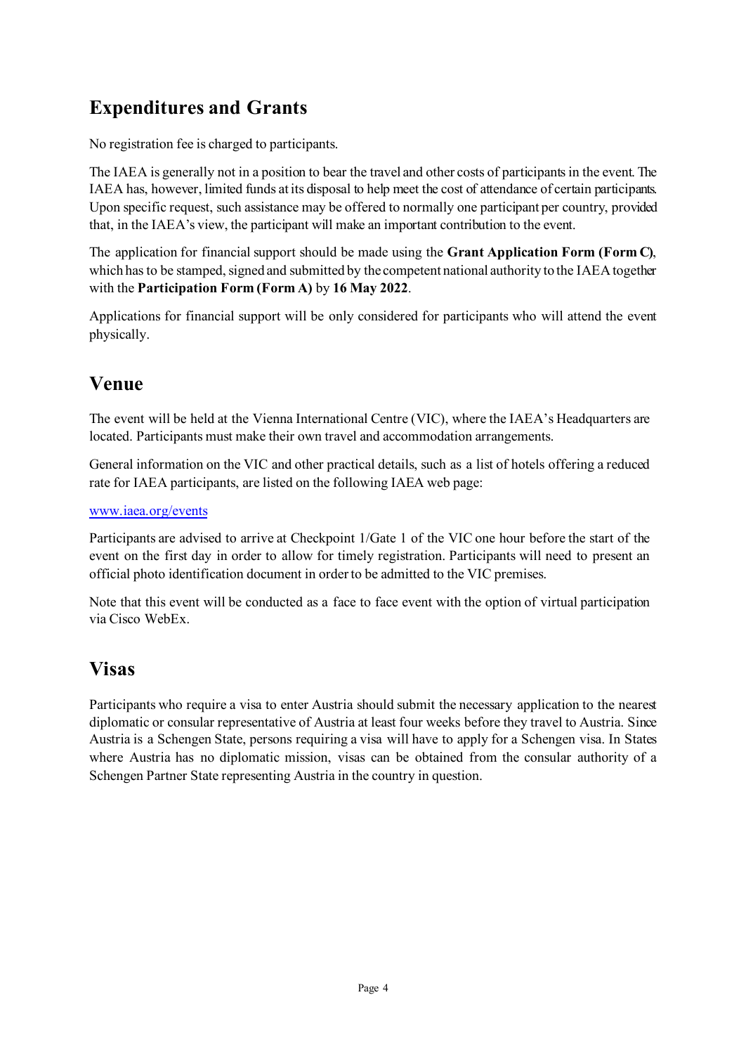## Expenditures and Grants

No registration fee is charged to participants.

The IAEA is generally not in a position to bear the travel and other costs of participants in the event. The IAEA has, however, limited funds at its disposal to help meet the cost of attendance of certain participants. Upon specific request, such assistance may be offered to normally one participant per country, provided that, in the IAEA's view, the participant will make an important contribution to the event.

The application for financial support should be made using the **Grant Application Form (Form C)**, which has to be stamped, signed and submitted by the competent national authority to the IAEA together with the **Participation Form (Form A)** by **16 May 2022**.

Applications for financial support will be only considered for participants who will attend the event physically.

## Venue

The event will be held at the Vienna International Centre (VIC), where the IAEA's Headquarters are located. Participants must make their own travel and accommodation arrangements.

General information on the VIC and other practical details, such as a list of hotels offering a reduced rate for IAEA participants, are listed on the following IAEA web page:

[www.iaea.org/events](http://www.iaea.org/events)

Participants are advised to arrive at Checkpoint 1/Gate 1 of the VIC one hour before the start of the event on the first day in order to allow for timely registration. Participants will need to present an official photo identification document in order to be admitted to the VIC premises.

Note that this event will be conducted as a face to face event with the option of virtual participation via Cisco WebEx.

## Visas

Participants who require a visa to enter Austria should submit the necessary application to the nearest diplomatic or consular representative of Austria at least four weeks before they travel to Austria. Since Austria is a Schengen State, persons requiring a visa will have to apply for a Schengen visa. In States where Austria has no diplomatic mission, visas can be obtained from the consular authority of a Schengen Partner State representing Austria in the country in question.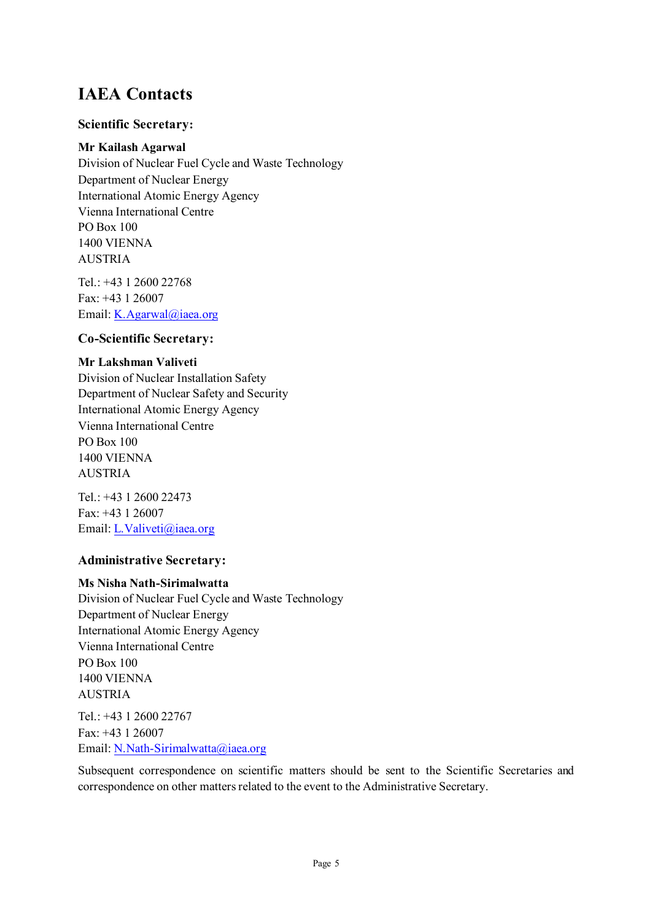# IAEA Contacts

### Scientific Secretary:

**Mr Kailash Agarwal**
Division of Nuclear Fuel Cycle and Waste Technology
Department of Nuclear Energy
International Atomic Energy Agency
Vienna International Centre
PO Box 100
1400 VIENNA
AUSTRIA

Tel.: +43 1 2600 22768
Fax: +43 1 26007
Email: K.Agarwal@iaea.org

### Co-Scientific Secretary:

**Mr Lakshman Valiveti**
Division of Nuclear Installation Safety
Department of Nuclear Safety and Security
International Atomic Energy Agency
Vienna International Centre
PO Box 100
1400 VIENNA
AUSTRIA

Tel.: +43 1 2600 22473
Fax: +43 1 26007
Email: L.Valiveti@iaea.org

### Administrative Secretary:

**Ms Nisha Nath-Sirimalwatta**
Division of Nuclear Fuel Cycle and Waste Technology
Department of Nuclear Energy
International Atomic Energy Agency
Vienna International Centre
PO Box 100
1400 VIENNA
AUSTRIA

Tel.: +43 1 2600 22767
Fax: +43 1 26007
Email: N.Nath-Sirimalwatta@iaea.org

Subsequent correspondence on scientific matters should be sent to the Scientific Secretaries and correspondence on other matters related to the event to the Administrative Secretary.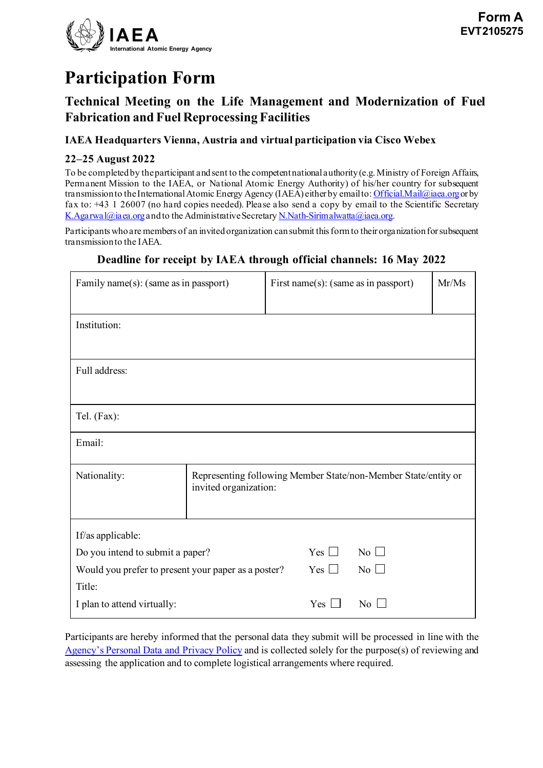**Form A**
**EVT2105275**

IAEA
International Atomic Energy Agency

# Participation Form

## Technical Meeting on the Life Management and Modernization of Fuel Fabrication and Fuel Reprocessing Facilities

### IAEA Headquarters Vienna, Austria and virtual participation via Cisco Webex

### 22–25 August 2022

To be completed by the participant and sent to the competent national authority (e.g. Ministry of Foreign Affairs, Permanent Mission to the IAEA, or National Atomic Energy Authority) of his/her country for subsequent transmission to the International Atomic Energy Agency (IAEA) either by email to: Official.Mail@iaea.org or by fax to: +43 1 26007 (no hard copies needed). Please also send a copy by email to the Scientific Secretary K.Agarwal@iaea.org and to the Administrative Secretary N.Nath-Sirimalwatta@iaea.org.

Participants who are members of an invited organization can submit this form to their organization for subsequent transmission to the IAEA.

**Deadline for receipt by IAEA through official channels: 16 May 2022**

| Family name(s): (same as in passport) | First name(s): (same as in passport) | Mr/Ms |
|---|---|---|
| Institution: | | |
| Full address: | | |
| Tel. (Fax): | | |
| Email: | | |
| Nationality: | Representing following Member State/non-Member State/entity or invited organization: | |

If/as applicable:

| | | |
|---|---|---|
| Do you intend to submit a paper? | Yes ☐ | No ☐ |
| Would you prefer to present your paper as a poster? | Yes ☐ | No ☐ |
| Title: | | |
| I plan to attend virtually: | Yes ☐ | No ☐ |

Participants are hereby informed that the personal data they submit will be processed in line with the Agency's Personal Data and Privacy Policy and is collected solely for the purpose(s) of reviewing and assessing the application and to complete logistical arrangements where required.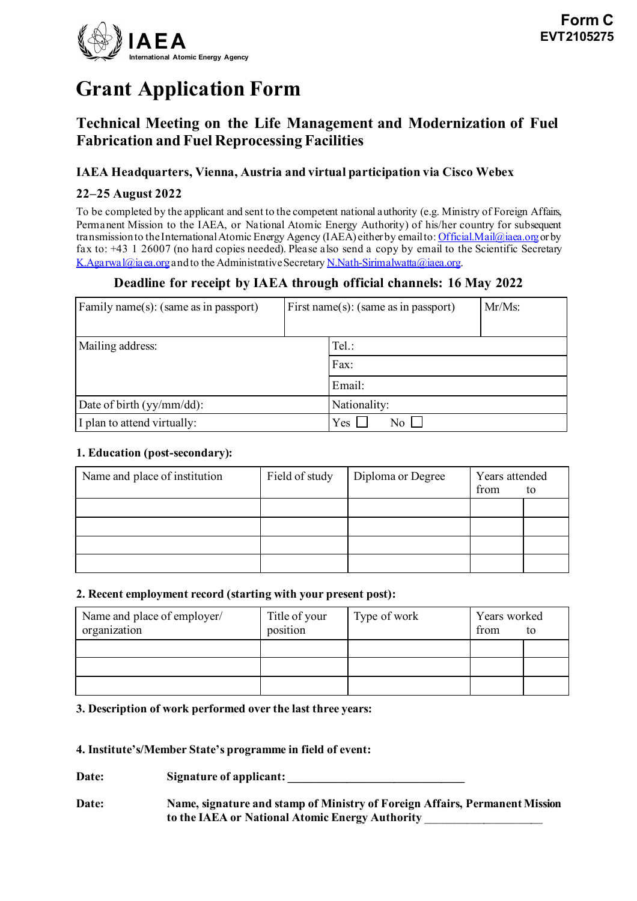IAEA
International Atomic Energy Agency

**Form C**
**EVT2105275**

# Grant Application Form

## Technical Meeting on the Life Management and Modernization of Fuel Fabrication and Fuel Reprocessing Facilities

### IAEA Headquarters, Vienna, Austria and virtual participation via Cisco Webex

### 22–25 August 2022

To be completed by the applicant and sent to the competent national authority (e.g. Ministry of Foreign Affairs, Permanent Mission to the IAEA, or National Atomic Energy Authority) of his/her country for subsequent transmission to the International Atomic Energy Agency (IAEA) either by email to: Official.Mail@iaea.org or by fax to: +43 1 26007 (no hard copies needed). Please also send a copy by email to the Scientific Secretary K.Agarwal@iaea.org and to the Administrative Secretary N.Nath-Sirimalwatta@iaea.org.

**Deadline for receipt by IAEA through official channels: 16 May 2022**

| | | |
|---|---|---|
| Family name(s): (same as in passport) | First name(s): (same as in passport) | Mr/Ms: |
| Mailing address: | Tel.: | |
| | Fax: | |
| | Email: | |
| Date of birth (yy/mm/dd): | Nationality: | |
| I plan to attend virtually: | Yes ☐ No ☐ | |

**1. Education (post-secondary):**

| Name and place of institution | Field of study | Diploma or Degree | Years attended from | to |
|---|---|---|---|---|
| | | | | |
| | | | | |
| | | | | |
| | | | | |

**2. Recent employment record (starting with your present post):**

| Name and place of employer/ organization | Title of your position | Type of work | Years worked from | to |
|---|---|---|---|---|
| | | | | |
| | | | | |
| | | | | |

**3. Description of work performed over the last three years:**

**4. Institute's/Member State's programme in field of event:**

**Date:** **Signature of applicant: ______________________________**

**Date:** **Name, signature and stamp of Ministry of Foreign Affairs, Permanent Mission to the IAEA or National Atomic Energy Authority** ____________________